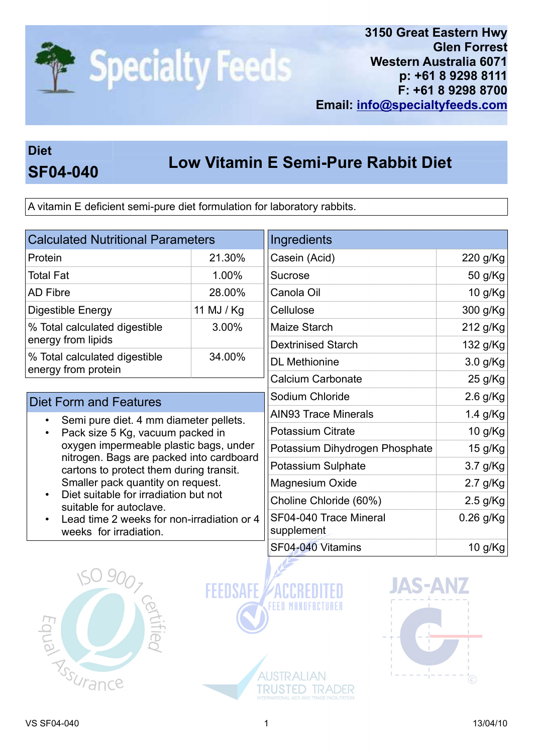3150 Great Eastern Hwy
Glen Forrest
Western Australia 6071
p: +61 8 9298 8111
F: +61 8 9298 8700
Email: info@specialtyfeeds.com

# Diet SF04-040

## Low Vitamin E Semi-Pure Rabbit Diet

A vitamin E deficient semi-pure diet formulation for laboratory rabbits.

| Calculated Nutritional Parameters | |
|---|---|
| Protein | 21.30% |
| Total Fat | 1.00% |
| AD Fibre | 28.00% |
| Digestible Energy | 11 MJ / Kg |
| % Total calculated digestible energy from lipids | 3.00% |
| % Total calculated digestible energy from protein | 34.00% |

### Diet Form and Features

- Semi pure diet. 4 mm diameter pellets.
- Pack size 5 Kg, vacuum packed in oxygen impermeable plastic bags, under nitrogen. Bags are packed into cardboard cartons to protect them during transit. Smaller pack quantity on request.
- Diet suitable for irradiation but not suitable for autoclave.
- Lead time 2 weeks for non-irradiation or 4 weeks for irradiation.

| Ingredients | |
|---|---|
| Casein (Acid) | 220 g/Kg |
| Sucrose | 50 g/Kg |
| Canola Oil | 10 g/Kg |
| Cellulose | 300 g/Kg |
| Maize Starch | 212 g/Kg |
| Dextrinised Starch | 132 g/Kg |
| DL Methionine | 3.0 g/Kg |
| Calcium Carbonate | 25 g/Kg |
| Sodium Chloride | 2.6 g/Kg |
| AIN93 Trace Minerals | 1.4 g/Kg |
| Potassium Citrate | 10 g/Kg |
| Potassium Dihydrogen Phosphate | 15 g/Kg |
| Potassium Sulphate | 3.7 g/Kg |
| Magnesium Oxide | 2.7 g/Kg |
| Choline Chloride (60%) | 2.5 g/Kg |
| SF04-040 Trace Mineral supplement | 0.26 g/Kg |
| SF04-040 Vitamins | 10 g/Kg |

VS SF04-040 13/04/10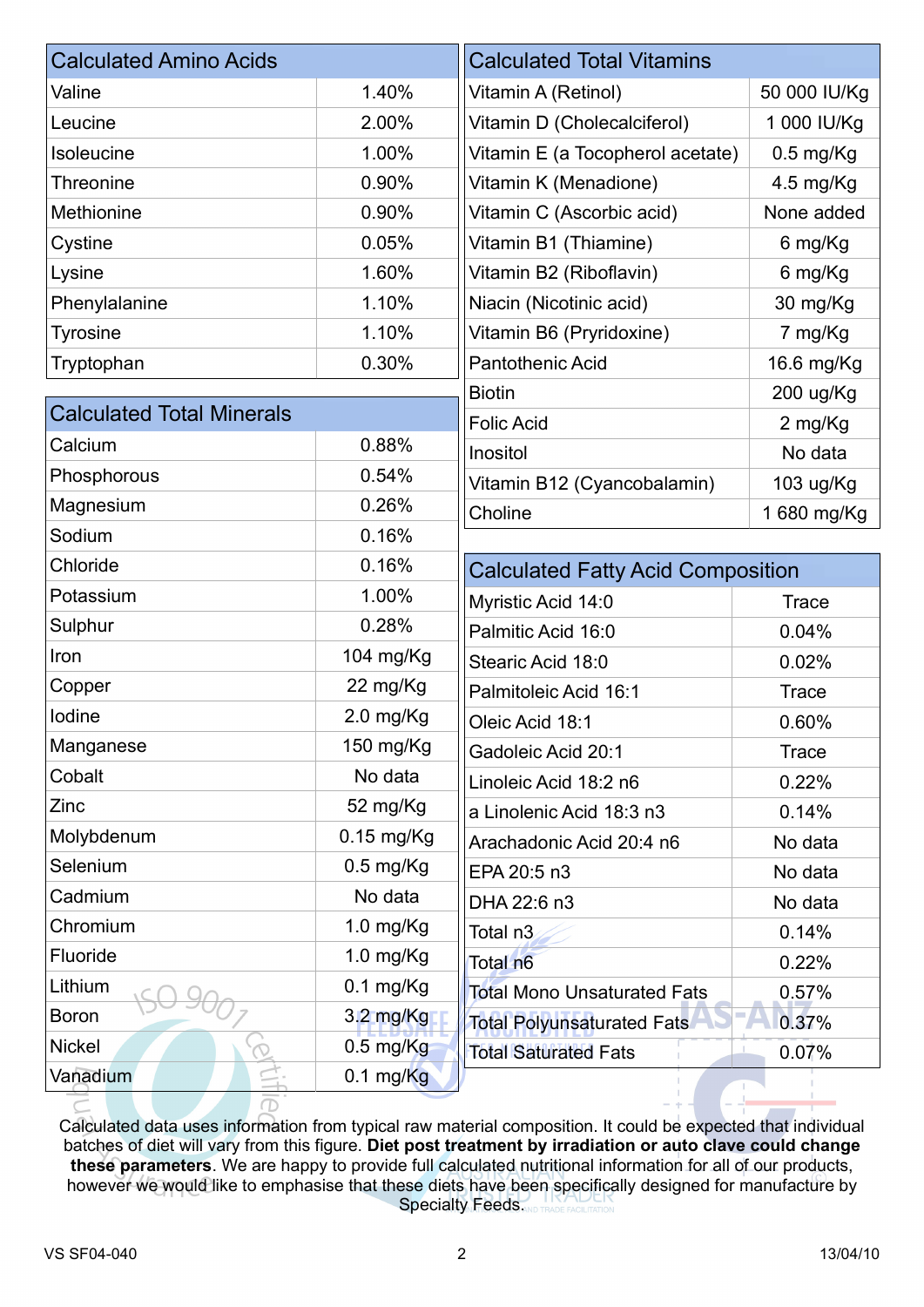| Calculated Amino Acids | |
|---|---|
| Valine | 1.40% |
| Leucine | 2.00% |
| Isoleucine | 1.00% |
| Threonine | 0.90% |
| Methionine | 0.90% |
| Cystine | 0.05% |
| Lysine | 1.60% |
| Phenylalanine | 1.10% |
| Tyrosine | 1.10% |
| Tryptophan | 0.30% |

| Calculated Total Minerals | |
|---|---|
| Calcium | 0.88% |
| Phosphorous | 0.54% |
| Magnesium | 0.26% |
| Sodium | 0.16% |
| Chloride | 0.16% |
| Potassium | 1.00% |
| Sulphur | 0.28% |
| Iron | 104 mg/Kg |
| Copper | 22 mg/Kg |
| Iodine | 2.0 mg/Kg |
| Manganese | 150 mg/Kg |
| Cobalt | No data |
| Zinc | 52 mg/Kg |
| Molybdenum | 0.15 mg/Kg |
| Selenium | 0.5 mg/Kg |
| Cadmium | No data |
| Chromium | 1.0 mg/Kg |
| Fluoride | 1.0 mg/Kg |
| Lithium | 0.1 mg/Kg |
| Boron | 3.2 mg/Kg |
| Nickel | 0.5 mg/Kg |
| Vanadium | 0.1 mg/Kg |

| Calculated Total Vitamins | |
|---|---|
| Vitamin A (Retinol) | 50 000 IU/Kg |
| Vitamin D (Cholecalciferol) | 1 000 IU/Kg |
| Vitamin E (a Tocopherol acetate) | 0.5 mg/Kg |
| Vitamin K (Menadione) | 4.5 mg/Kg |
| Vitamin C (Ascorbic acid) | None added |
| Vitamin B1 (Thiamine) | 6 mg/Kg |
| Vitamin B2 (Riboflavin) | 6 mg/Kg |
| Niacin (Nicotinic acid) | 30 mg/Kg |
| Vitamin B6 (Pryridoxine) | 7 mg/Kg |
| Pantothenic Acid | 16.6 mg/Kg |
| Biotin | 200 ug/Kg |
| Folic Acid | 2 mg/Kg |
| Inositol | No data |
| Vitamin B12 (Cyancobalamin) | 103 ug/Kg |
| Choline | 1 680 mg/Kg |

| Calculated Fatty Acid Composition | |
|---|---|
| Myristic Acid 14:0 | Trace |
| Palmitic Acid 16:0 | 0.04% |
| Stearic Acid 18:0 | 0.02% |
| Palmitoleic Acid 16:1 | Trace |
| Oleic Acid 18:1 | 0.60% |
| Gadoleic Acid 20:1 | Trace |
| Linoleic Acid 18:2 n6 | 0.22% |
| a Linolenic Acid 18:3 n3 | 0.14% |
| Arachadonic Acid 20:4 n6 | No data |
| EPA 20:5 n3 | No data |
| DHA 22:6 n3 | No data |
| Total n3 | 0.14% |
| Total n6 | 0.22% |
| Total Mono Unsaturated Fats | 0.57% |
| Total Polyunsaturated Fats | 0.37% |
| Total Saturated Fats | 0.07% |

Calculated data uses information from typical raw material composition. It could be expected that individual batches of diet will vary from this figure. **Diet post treatment by irradiation or auto clave could change these parameters**. We are happy to provide full calculated nutritional information for all of our products, however we would like to emphasise that these diets have been specifically designed for manufacture by Specialty Feeds.

VS SF04-040 13/04/10